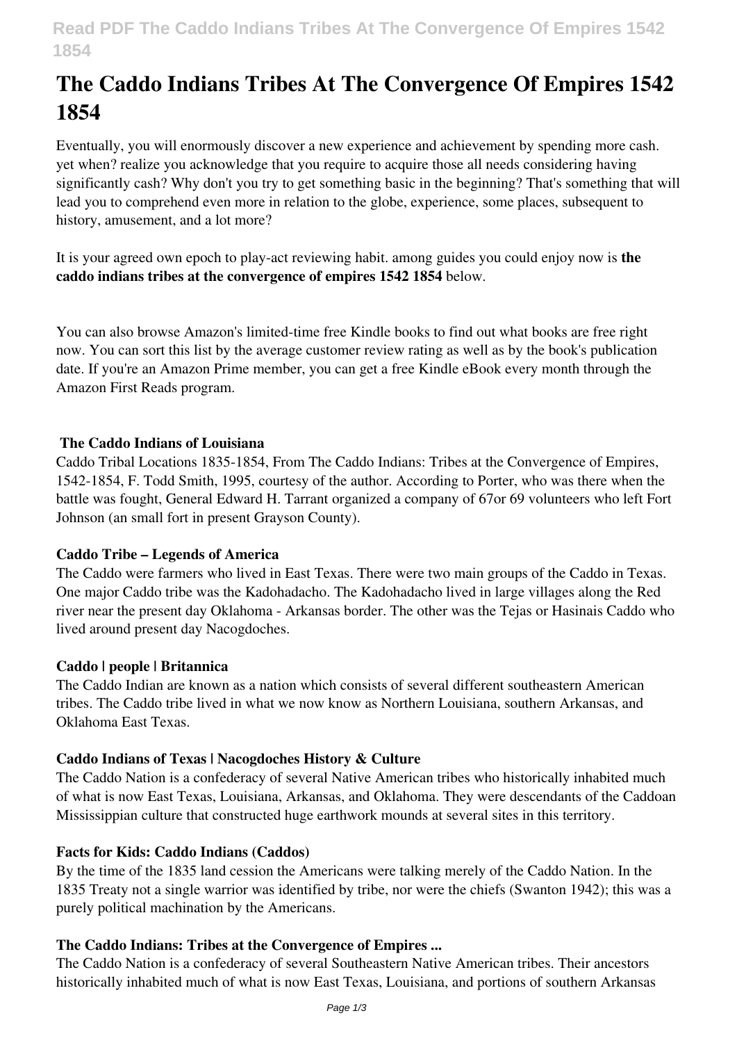# The Caddo Indians Tribes At The Convergence Of Empires 1542 1854

Eventually, you will enormously discover a new experience and achievement by spending more cash. yet when? realize you acknowledge that you require to acquire those all needs considering having significantly cash? Why don't you try to get something basic in the beginning? That's something that will lead you to comprehend even more in relation to the globe, experience, some places, subsequent to history, amusement, and a lot more?

It is your agreed own epoch to play-act reviewing habit. among guides you could enjoy now is **the caddo indians tribes at the convergence of empires 1542 1854** below.

You can also browse Amazon's limited-time free Kindle books to find out what books are free right now. You can sort this list by the average customer review rating as well as by the book's publication date. If you're an Amazon Prime member, you can get a free Kindle eBook every month through the Amazon First Reads program.

### The Caddo Indians of Louisiana

Caddo Tribal Locations 1835-1854, From The Caddo Indians: Tribes at the Convergence of Empires, 1542-1854, F. Todd Smith, 1995, courtesy of the author. According to Porter, who was there when the battle was fought, General Edward H. Tarrant organized a company of 67or 69 volunteers who left Fort Johnson (an small fort in present Grayson County).

### Caddo Tribe – Legends of America

The Caddo were farmers who lived in East Texas. There were two main groups of the Caddo in Texas. One major Caddo tribe was the Kadohadacho. The Kadohadacho lived in large villages along the Red river near the present day Oklahoma - Arkansas border. The other was the Tejas or Hasinais Caddo who lived around present day Nacogdoches.

### Caddo | people | Britannica

The Caddo Indian are known as a nation which consists of several different southeastern American tribes. The Caddo tribe lived in what we now know as Northern Louisiana, southern Arkansas, and Oklahoma East Texas.

### Caddo Indians of Texas | Nacogdoches History & Culture

The Caddo Nation is a confederacy of several Native American tribes who historically inhabited much of what is now East Texas, Louisiana, Arkansas, and Oklahoma. They were descendants of the Caddoan Mississippian culture that constructed huge earthwork mounds at several sites in this territory.

### Facts for Kids: Caddo Indians (Caddos)

By the time of the 1835 land cession the Americans were talking merely of the Caddo Nation. In the 1835 Treaty not a single warrior was identified by tribe, nor were the chiefs (Swanton 1942); this was a purely political machination by the Americans.

### The Caddo Indians: Tribes at the Convergence of Empires ...

The Caddo Nation is a confederacy of several Southeastern Native American tribes. Their ancestors historically inhabited much of what is now East Texas, Louisiana, and portions of southern Arkansas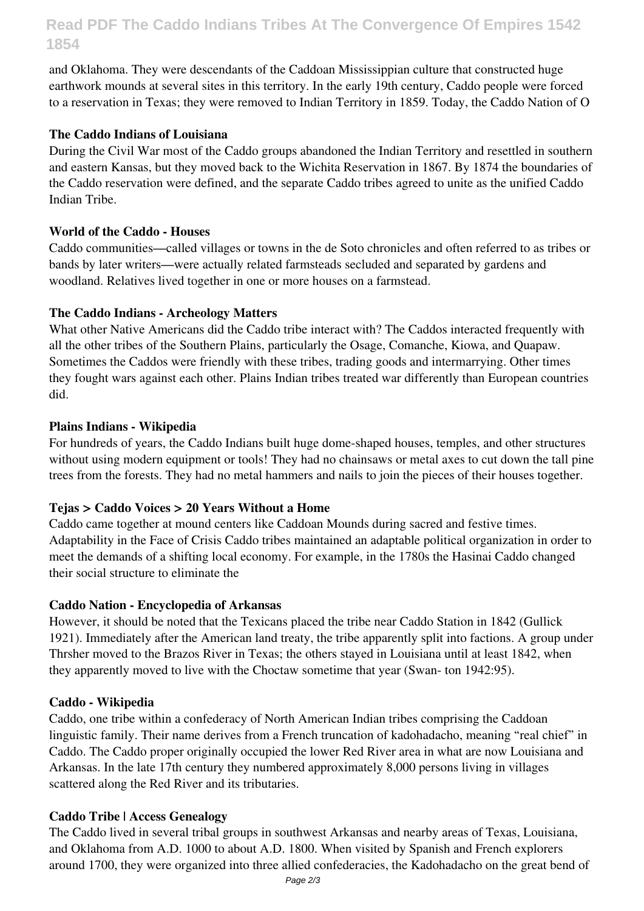and Oklahoma. They were descendants of the Caddoan Mississippian culture that constructed huge earthwork mounds at several sites in this territory. In the early 19th century, Caddo people were forced to a reservation in Texas; they were removed to Indian Territory in 1859. Today, the Caddo Nation of O

### The Caddo Indians of Louisiana

During the Civil War most of the Caddo groups abandoned the Indian Territory and resettled in southern and eastern Kansas, but they moved back to the Wichita Reservation in 1867. By 1874 the boundaries of the Caddo reservation were defined, and the separate Caddo tribes agreed to unite as the unified Caddo Indian Tribe.

### World of the Caddo - Houses

Caddo communities—called villages or towns in the de Soto chronicles and often referred to as tribes or bands by later writers—were actually related farmsteads secluded and separated by gardens and woodland. Relatives lived together in one or more houses on a farmstead.

### The Caddo Indians - Archeology Matters

What other Native Americans did the Caddo tribe interact with? The Caddos interacted frequently with all the other tribes of the Southern Plains, particularly the Osage, Comanche, Kiowa, and Quapaw. Sometimes the Caddos were friendly with these tribes, trading goods and intermarrying. Other times they fought wars against each other. Plains Indian tribes treated war differently than European countries did.

### Plains Indians - Wikipedia

For hundreds of years, the Caddo Indians built huge dome-shaped houses, temples, and other structures without using modern equipment or tools! They had no chainsaws or metal axes to cut down the tall pine trees from the forests. They had no metal hammers and nails to join the pieces of their houses together.

### Tejas > Caddo Voices > 20 Years Without a Home

Caddo came together at mound centers like Caddoan Mounds during sacred and festive times. Adaptability in the Face of Crisis Caddo tribes maintained an adaptable political organization in order to meet the demands of a shifting local economy. For example, in the 1780s the Hasinai Caddo changed their social structure to eliminate the

### Caddo Nation - Encyclopedia of Arkansas

However, it should be noted that the Texicans placed the tribe near Caddo Station in 1842 (Gullick 1921). Immediately after the American land treaty, the tribe apparently split into factions. A group under Thrsher moved to the Brazos River in Texas; the others stayed in Louisiana until at least 1842, when they apparently moved to live with the Choctaw sometime that year (Swan- ton 1942:95).

### Caddo - Wikipedia

Caddo, one tribe within a confederacy of North American Indian tribes comprising the Caddoan linguistic family. Their name derives from a French truncation of kadohadacho, meaning "real chief" in Caddo. The Caddo proper originally occupied the lower Red River area in what are now Louisiana and Arkansas. In the late 17th century they numbered approximately 8,000 persons living in villages scattered along the Red River and its tributaries.

### Caddo Tribe | Access Genealogy

The Caddo lived in several tribal groups in southwest Arkansas and nearby areas of Texas, Louisiana, and Oklahoma from A.D. 1000 to about A.D. 1800. When visited by Spanish and French explorers around 1700, they were organized into three allied confederacies, the Kadohadacho on the great bend of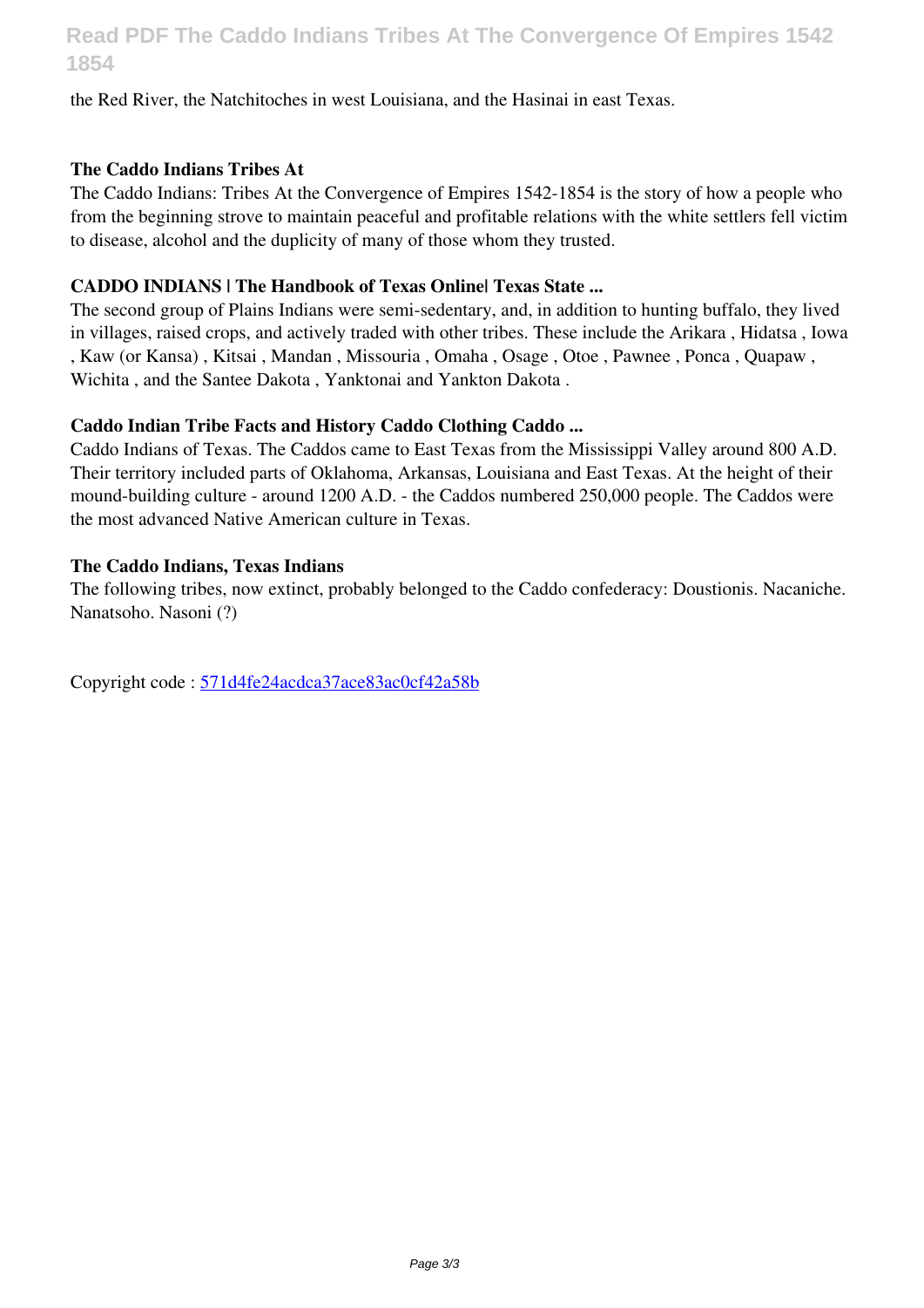the Red River, the Natchitoches in west Louisiana, and the Hasinai in east Texas.

### The Caddo Indians Tribes At

The Caddo Indians: Tribes At the Convergence of Empires 1542-1854 is the story of how a people who from the beginning strove to maintain peaceful and profitable relations with the white settlers fell victim to disease, alcohol and the duplicity of many of those whom they trusted.

### CADDO INDIANS | The Handbook of Texas Online| Texas State ...

The second group of Plains Indians were semi-sedentary, and, in addition to hunting buffalo, they lived in villages, raised crops, and actively traded with other tribes. These include the Arikara , Hidatsa , Iowa , Kaw (or Kansa) , Kitsai , Mandan , Missouria , Omaha , Osage , Otoe , Pawnee , Ponca , Quapaw , Wichita , and the Santee Dakota , Yanktonai and Yankton Dakota .

### Caddo Indian Tribe Facts and History Caddo Clothing Caddo ...

Caddo Indians of Texas. The Caddos came to East Texas from the Mississippi Valley around 800 A.D. Their territory included parts of Oklahoma, Arkansas, Louisiana and East Texas. At the height of their mound-building culture - around 1200 A.D. - the Caddos numbered 250,000 people. The Caddos were the most advanced Native American culture in Texas.

### The Caddo Indians, Texas Indians

The following tribes, now extinct, probably belonged to the Caddo confederacy: Doustionis. Nacaniche. Nanatsoho. Nasoni (?)

Copyright code : 571d4fe24acdca37ace83ac0cf42a58b